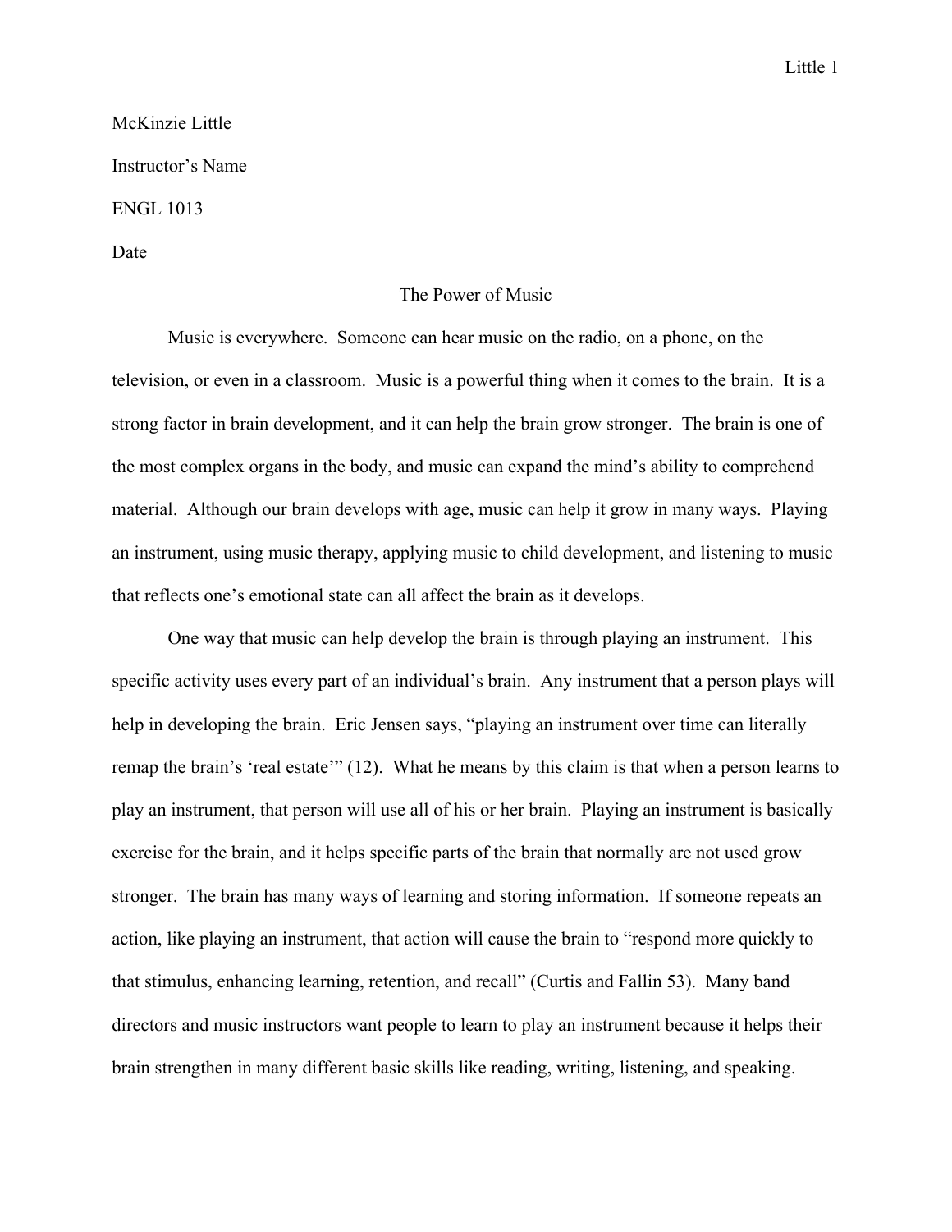McKinzie Little

Instructor's Name

ENGL 1013

Date

# The Power of Music

Music is everywhere. Someone can hear music on the radio, on a phone, on the television, or even in a classroom. Music is a powerful thing when it comes to the brain. It is a strong factor in brain development, and it can help the brain grow stronger. The brain is one of the most complex organs in the body, and music can expand the mind's ability to comprehend material. Although our brain develops with age, music can help it grow in many ways. Playing an instrument, using music therapy, applying music to child development, and listening to music that reflects one's emotional state can all affect the brain as it develops.

One way that music can help develop the brain is through playing an instrument. This specific activity uses every part of an individual's brain. Any instrument that a person plays will help in developing the brain. Eric Jensen says, "playing an instrument over time can literally remap the brain's 'real estate'" (12). What he means by this claim is that when a person learns to play an instrument, that person will use all of his or her brain. Playing an instrument is basically exercise for the brain, and it helps specific parts of the brain that normally are not used grow stronger. The brain has many ways of learning and storing information. If someone repeats an action, like playing an instrument, that action will cause the brain to "respond more quickly to that stimulus, enhancing learning, retention, and recall" (Curtis and Fallin 53). Many band directors and music instructors want people to learn to play an instrument because it helps their brain strengthen in many different basic skills like reading, writing, listening, and speaking.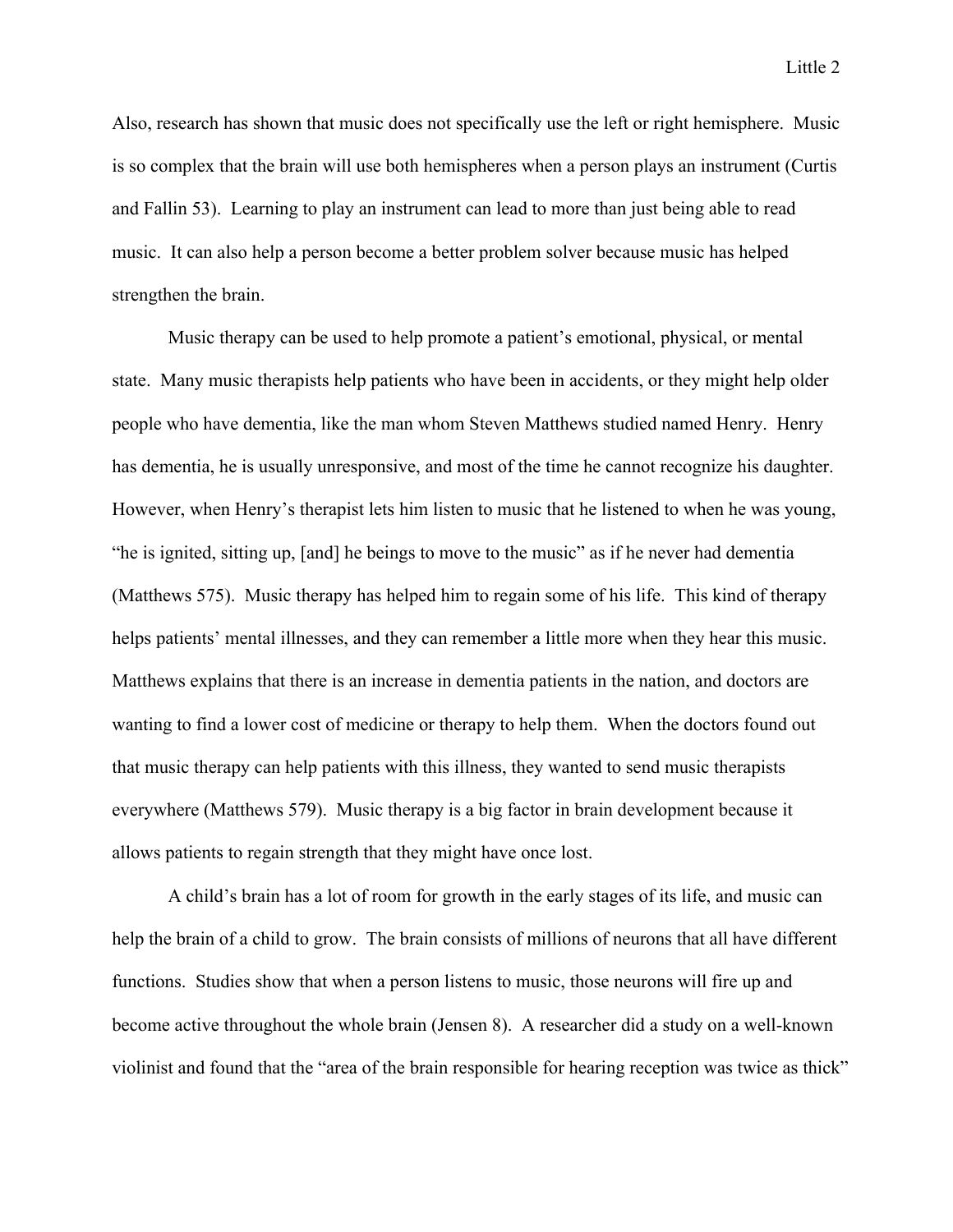Also, research has shown that music does not specifically use the left or right hemisphere. Music is so complex that the brain will use both hemispheres when a person plays an instrument (Curtis and Fallin 53). Learning to play an instrument can lead to more than just being able to read music. It can also help a person become a better problem solver because music has helped strengthen the brain.

Music therapy can be used to help promote a patient's emotional, physical, or mental state. Many music therapists help patients who have been in accidents, or they might help older people who have dementia, like the man whom Steven Matthews studied named Henry. Henry has dementia, he is usually unresponsive, and most of the time he cannot recognize his daughter. However, when Henry's therapist lets him listen to music that he listened to when he was young, "he is ignited, sitting up, [and] he beings to move to the music" as if he never had dementia (Matthews 575). Music therapy has helped him to regain some of his life. This kind of therapy helps patients' mental illnesses, and they can remember a little more when they hear this music. Matthews explains that there is an increase in dementia patients in the nation, and doctors are wanting to find a lower cost of medicine or therapy to help them. When the doctors found out that music therapy can help patients with this illness, they wanted to send music therapists everywhere (Matthews 579). Music therapy is a big factor in brain development because it allows patients to regain strength that they might have once lost.

A child's brain has a lot of room for growth in the early stages of its life, and music can help the brain of a child to grow. The brain consists of millions of neurons that all have different functions. Studies show that when a person listens to music, those neurons will fire up and become active throughout the whole brain (Jensen 8). A researcher did a study on a well-known violinist and found that the "area of the brain responsible for hearing reception was twice as thick"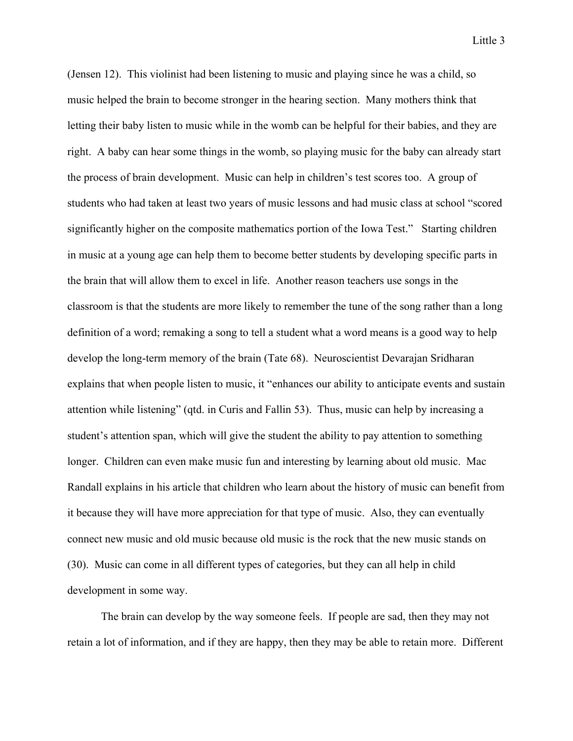(Jensen 12). This violinist had been listening to music and playing since he was a child, so music helped the brain to become stronger in the hearing section. Many mothers think that letting their baby listen to music while in the womb can be helpful for their babies, and they are right. A baby can hear some things in the womb, so playing music for the baby can already start the process of brain development. Music can help in children's test scores too. A group of students who had taken at least two years of music lessons and had music class at school "scored significantly higher on the composite mathematics portion of the Iowa Test." Starting children in music at a young age can help them to become better students by developing specific parts in the brain that will allow them to excel in life. Another reason teachers use songs in the classroom is that the students are more likely to remember the tune of the song rather than a long definition of a word; remaking a song to tell a student what a word means is a good way to help develop the long-term memory of the brain (Tate 68). Neuroscientist Devarajan Sridharan explains that when people listen to music, it "enhances our ability to anticipate events and sustain attention while listening" (qtd. in Curis and Fallin 53). Thus, music can help by increasing a student's attention span, which will give the student the ability to pay attention to something longer. Children can even make music fun and interesting by learning about old music. Mac Randall explains in his article that children who learn about the history of music can benefit from it because they will have more appreciation for that type of music. Also, they can eventually connect new music and old music because old music is the rock that the new music stands on (30). Music can come in all different types of categories, but they can all help in child development in some way.

The brain can develop by the way someone feels. If people are sad, then they may not retain a lot of information, and if they are happy, then they may be able to retain more. Different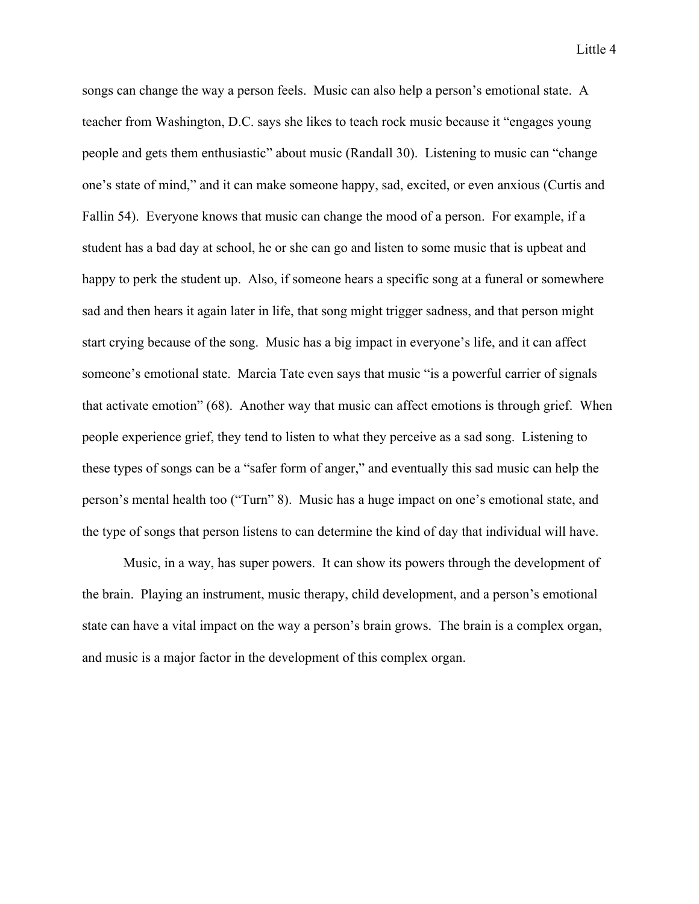songs can change the way a person feels. Music can also help a person's emotional state. A teacher from Washington, D.C. says she likes to teach rock music because it "engages young people and gets them enthusiastic" about music (Randall 30). Listening to music can "change one's state of mind," and it can make someone happy, sad, excited, or even anxious (Curtis and Fallin 54). Everyone knows that music can change the mood of a person. For example, if a student has a bad day at school, he or she can go and listen to some music that is upbeat and happy to perk the student up. Also, if someone hears a specific song at a funeral or somewhere sad and then hears it again later in life, that song might trigger sadness, and that person might start crying because of the song. Music has a big impact in everyone's life, and it can affect someone's emotional state. Marcia Tate even says that music "is a powerful carrier of signals that activate emotion" (68). Another way that music can affect emotions is through grief. When people experience grief, they tend to listen to what they perceive as a sad song. Listening to these types of songs can be a "safer form of anger," and eventually this sad music can help the person's mental health too ("Turn" 8). Music has a huge impact on one's emotional state, and the type of songs that person listens to can determine the kind of day that individual will have.

Music, in a way, has super powers. It can show its powers through the development of the brain. Playing an instrument, music therapy, child development, and a person's emotional state can have a vital impact on the way a person's brain grows. The brain is a complex organ, and music is a major factor in the development of this complex organ.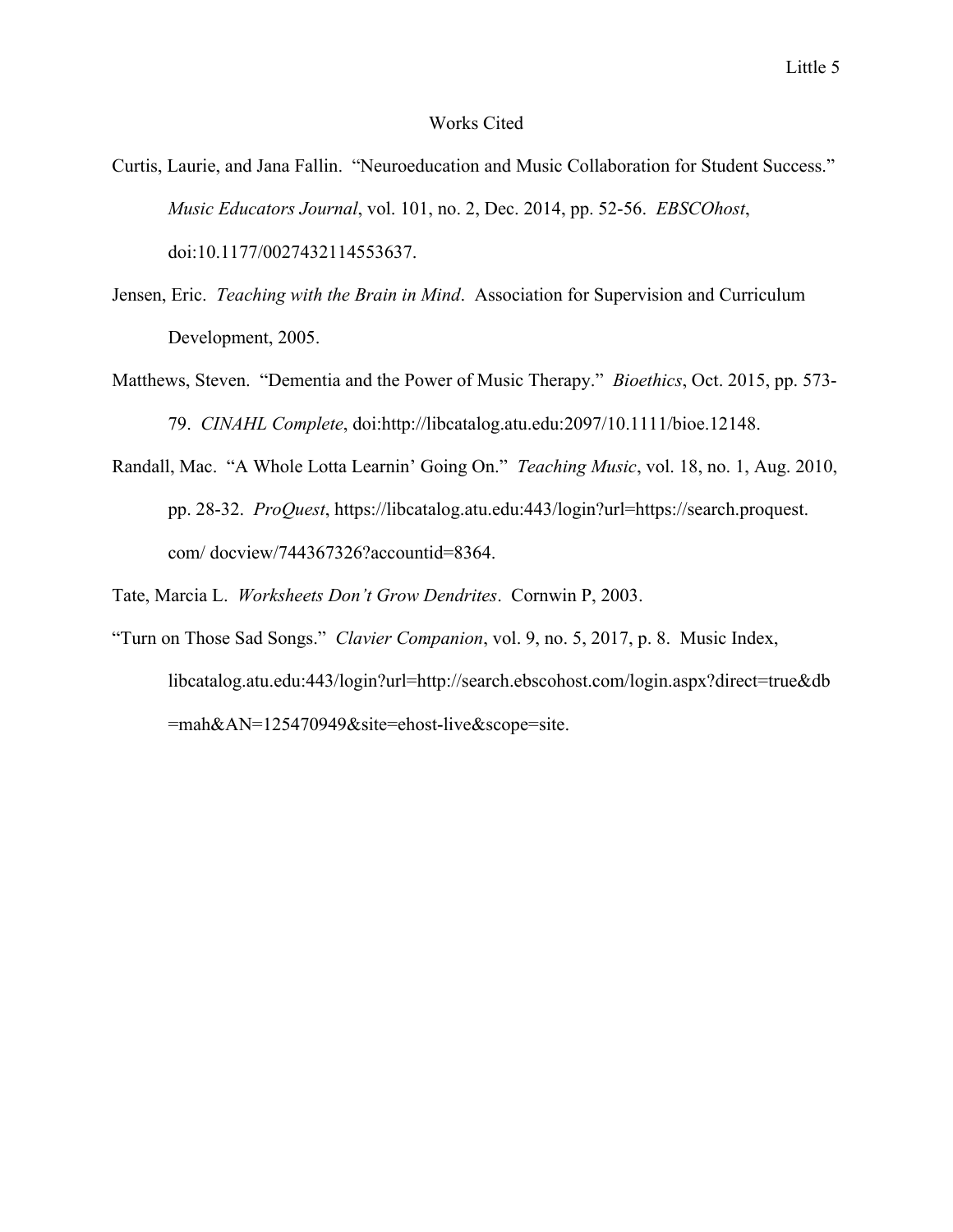# Works Cited

Curtis, Laurie, and Jana Fallin. "Neuroeducation and Music Collaboration for Student Success." *Music Educators Journal*, vol. 101, no. 2, Dec. 2014, pp. 52-56. *EBSCOhost*, doi:10.1177/0027432114553637.

Jensen, Eric. *Teaching with the Brain in Mind*. Association for Supervision and Curriculum Development, 2005.

Matthews, Steven. "Dementia and the Power of Music Therapy." *Bioethics*, Oct. 2015, pp. 573-79. *CINAHL Complete*, doi:http://libcatalog.atu.edu:2097/10.1111/bioe.12148.

Randall, Mac. "A Whole Lotta Learnin' Going On." *Teaching Music*, vol. 18, no. 1, Aug. 2010, pp. 28-32. *ProQuest*, https://libcatalog.atu.edu:443/login?url=https://search.proquest.com/ docview/744367326?accountid=8364.

Tate, Marcia L. *Worksheets Don't Grow Dendrites*. Cornwin P, 2003.

"Turn on Those Sad Songs." *Clavier Companion*, vol. 9, no. 5, 2017, p. 8. Music Index, libcatalog.atu.edu:443/login?url=http://search.ebscohost.com/login.aspx?direct=true&db=mah&AN=125470949&site=ehost-live&scope=site.